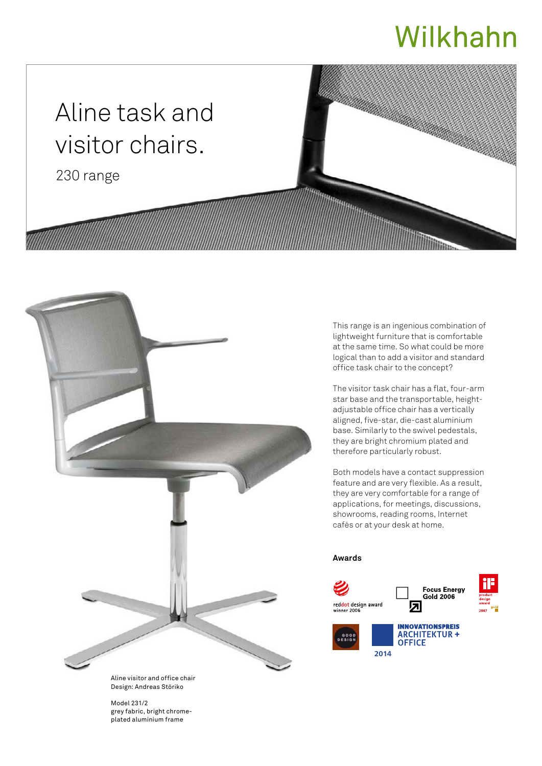Wilkhahn

# Aline task and visitor chairs.

230 range

This range is an ingenious combination of lightweight furniture that is comfortable at the same time. So what could be more logical than to add a visitor and standard office task chair to the concept?

The visitor task chair has a flat, four-arm star base and the transportable, height-adjustable office chair has a vertically aligned, five-star, die-cast aluminium base. Similarly to the swivel pedestals, they are bright chromium plated and therefore particularly robust.

Both models have a contact suppression feature and are very flexible. As a result, they are very comfortable for a range of applications, for meetings, discussions, showrooms, reading rooms, Internet cafés or at your desk at home.

**Awards**

reddot design award winner 2006

Focus Energy Gold 2006

iF product design award 2007 gold

GOOD DESIGN

INNOVATIONSPREIS ARCHITEKTUR + OFFICE 2014

Aline visitor and office chair
Design: Andreas Störiko

Model 231/2
grey fabric, bright chrome-plated aluminium frame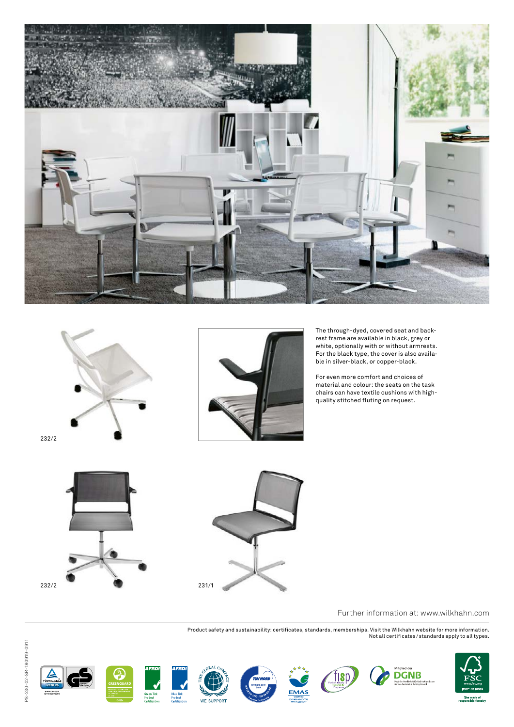232/2

The through-dyed, covered seat and backrest frame are available in black, grey or white, optionally with or without armrests. For the black type, the cover is also available in silver-black, or copper-black.

For even more comfort and choices of material and colour: the seats on the task chairs can have textile cushions with high-quality stitched fluting on request.

232/2

231/1

Further information at: www.wilkhahn.com

Product safety and sustainability: certificates, standards, memberships. Visit the Wilkhahn website for more information.
Not all certificates / standards apply to all types.

PS-230-02-SR-180919-0911